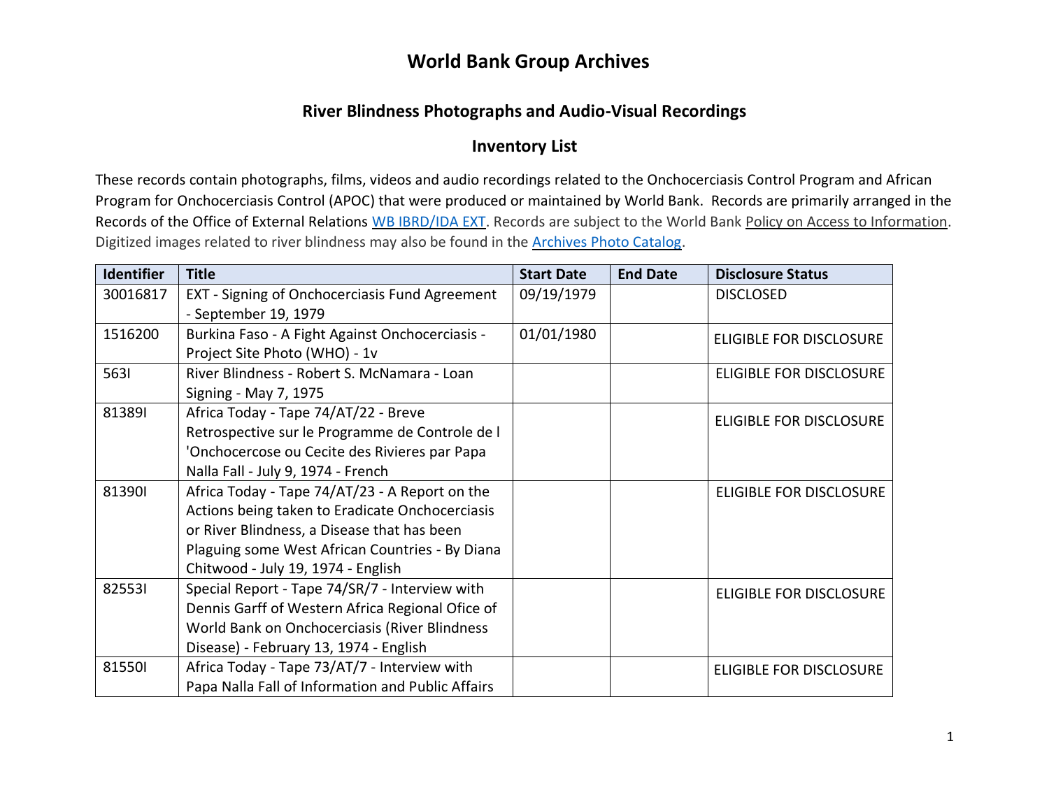# World Bank Group Archives

## River Blindness Photographs and Audio-Visual Recordings

## Inventory List

These records contain photographs, films, videos and audio recordings related to the Onchocerciasis Control Program and African Program for Onchocerciasis Control (APOC) that were produced or maintained by World Bank. Records are primarily arranged in the Records of the Office of External Relations [WB IBRD/IDA EXT](). Records are subject to the World Bank Policy on Access to Information. Digitized images related to river blindness may also be found in the [Archives Photo Catalog]().

| Identifier | Title | Start Date | End Date | Disclosure Status |
|---|---|---|---|---|
| 30016817 | EXT - Signing of Onchocerciasis Fund Agreement - September 19, 1979 | 09/19/1979 | | DISCLOSED |
| 1516200 | Burkina Faso - A Fight Against Onchocerciasis - Project Site Photo (WHO) - 1v | 01/01/1980 | | ELIGIBLE FOR DISCLOSURE |
| 563I | River Blindness - Robert S. McNamara - Loan Signing - May 7, 1975 | | | ELIGIBLE FOR DISCLOSURE |
| 81389I | Africa Today - Tape 74/AT/22 - Breve Retrospective sur le Programme de Controle de l 'Onchocercose ou Cecite des Rivieres par Papa Nalla Fall - July 9, 1974 - French | | | ELIGIBLE FOR DISCLOSURE |
| 81390I | Africa Today - Tape 74/AT/23 - A Report on the Actions being taken to Eradicate Onchocerciasis or River Blindness, a Disease that has been Plaguing some West African Countries - By Diana Chitwood - July 19, 1974 - English | | | ELIGIBLE FOR DISCLOSURE |
| 82553I | Special Report - Tape 74/SR/7 - Interview with Dennis Garff of Western Africa Regional Ofice of World Bank on Onchocerciasis (River Blindness Disease) - February 13, 1974 - English | | | ELIGIBLE FOR DISCLOSURE |
| 81550I | Africa Today - Tape 73/AT/7 - Interview with Papa Nalla Fall of Information and Public Affairs | | | ELIGIBLE FOR DISCLOSURE |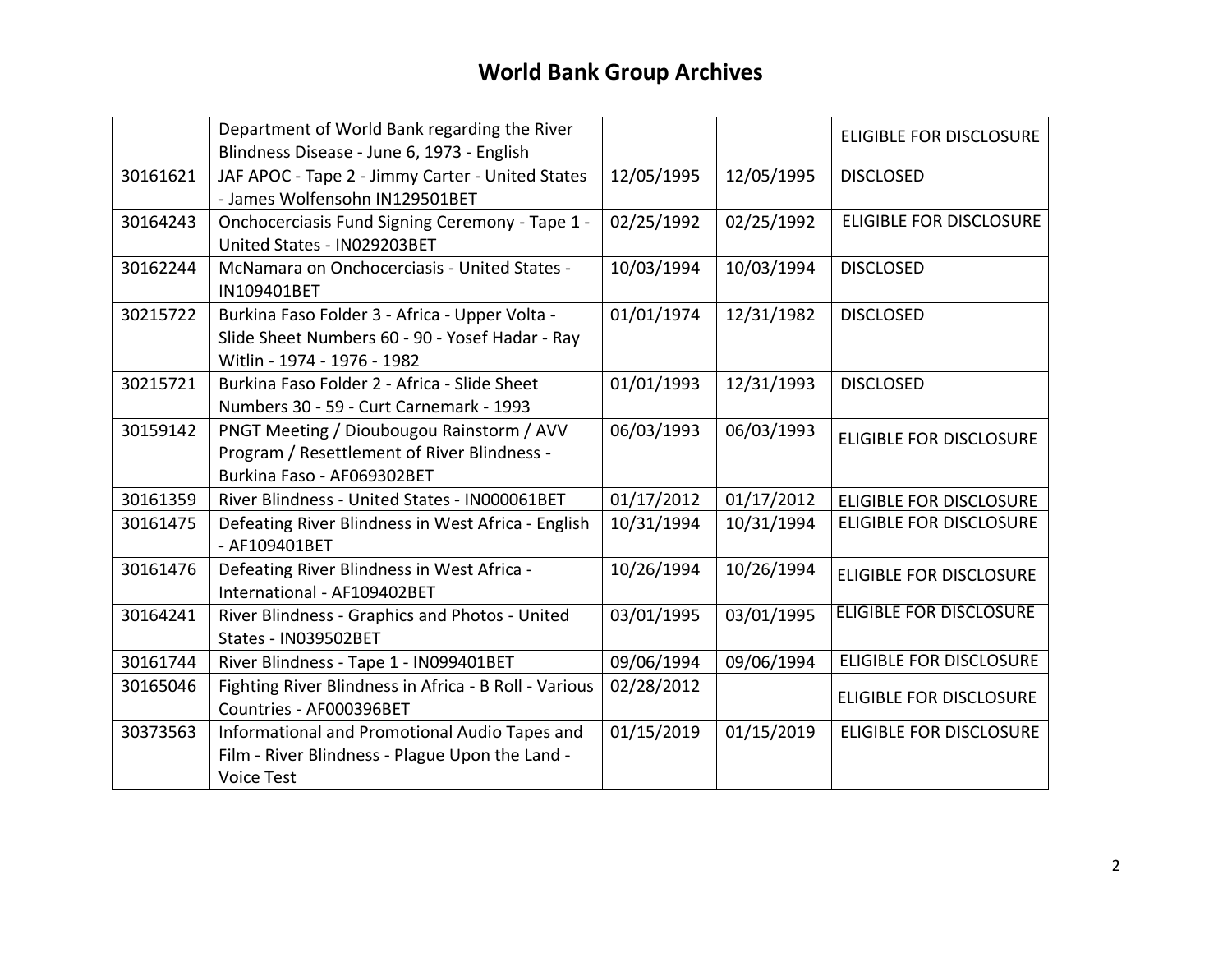# World Bank Group Archives

| | | | | |
|---|---|---|---|---|
| | Department of World Bank regarding the River Blindness Disease - June 6, 1973 - English | | | ELIGIBLE FOR DISCLOSURE |
| 30161621 | JAF APOC - Tape 2 - Jimmy Carter - United States - James Wolfensohn IN129501BET | 12/05/1995 | 12/05/1995 | DISCLOSED |
| 30164243 | Onchocerciasis Fund Signing Ceremony - Tape 1 - United States - IN029203BET | 02/25/1992 | 02/25/1992 | ELIGIBLE FOR DISCLOSURE |
| 30162244 | McNamara on Onchocerciasis - United States - IN109401BET | 10/03/1994 | 10/03/1994 | DISCLOSED |
| 30215722 | Burkina Faso Folder 3 - Africa - Upper Volta - Slide Sheet Numbers 60 - 90 - Yosef Hadar - Ray Witlin - 1974 - 1976 - 1982 | 01/01/1974 | 12/31/1982 | DISCLOSED |
| 30215721 | Burkina Faso Folder 2 - Africa - Slide Sheet Numbers 30 - 59 - Curt Carnemark - 1993 | 01/01/1993 | 12/31/1993 | DISCLOSED |
| 30159142 | PNGT Meeting / Dioubougou Rainstorm / AVV Program / Resettlement of River Blindness - Burkina Faso - AF069302BET | 06/03/1993 | 06/03/1993 | ELIGIBLE FOR DISCLOSURE |
| 30161359 | River Blindness - United States - IN000061BET | 01/17/2012 | 01/17/2012 | ELIGIBLE FOR DISCLOSURE |
| 30161475 | Defeating River Blindness in West Africa - English - AF109401BET | 10/31/1994 | 10/31/1994 | ELIGIBLE FOR DISCLOSURE |
| 30161476 | Defeating River Blindness in West Africa - International - AF109402BET | 10/26/1994 | 10/26/1994 | ELIGIBLE FOR DISCLOSURE |
| 30164241 | River Blindness - Graphics and Photos - United States - IN039502BET | 03/01/1995 | 03/01/1995 | ELIGIBLE FOR DISCLOSURE |
| 30161744 | River Blindness - Tape 1 - IN099401BET | 09/06/1994 | 09/06/1994 | ELIGIBLE FOR DISCLOSURE |
| 30165046 | Fighting River Blindness in Africa - B Roll - Various Countries - AF000396BET | 02/28/2012 | | ELIGIBLE FOR DISCLOSURE |
| 30373563 | Informational and Promotional Audio Tapes and Film - River Blindness - Plague Upon the Land - Voice Test | 01/15/2019 | 01/15/2019 | ELIGIBLE FOR DISCLOSURE |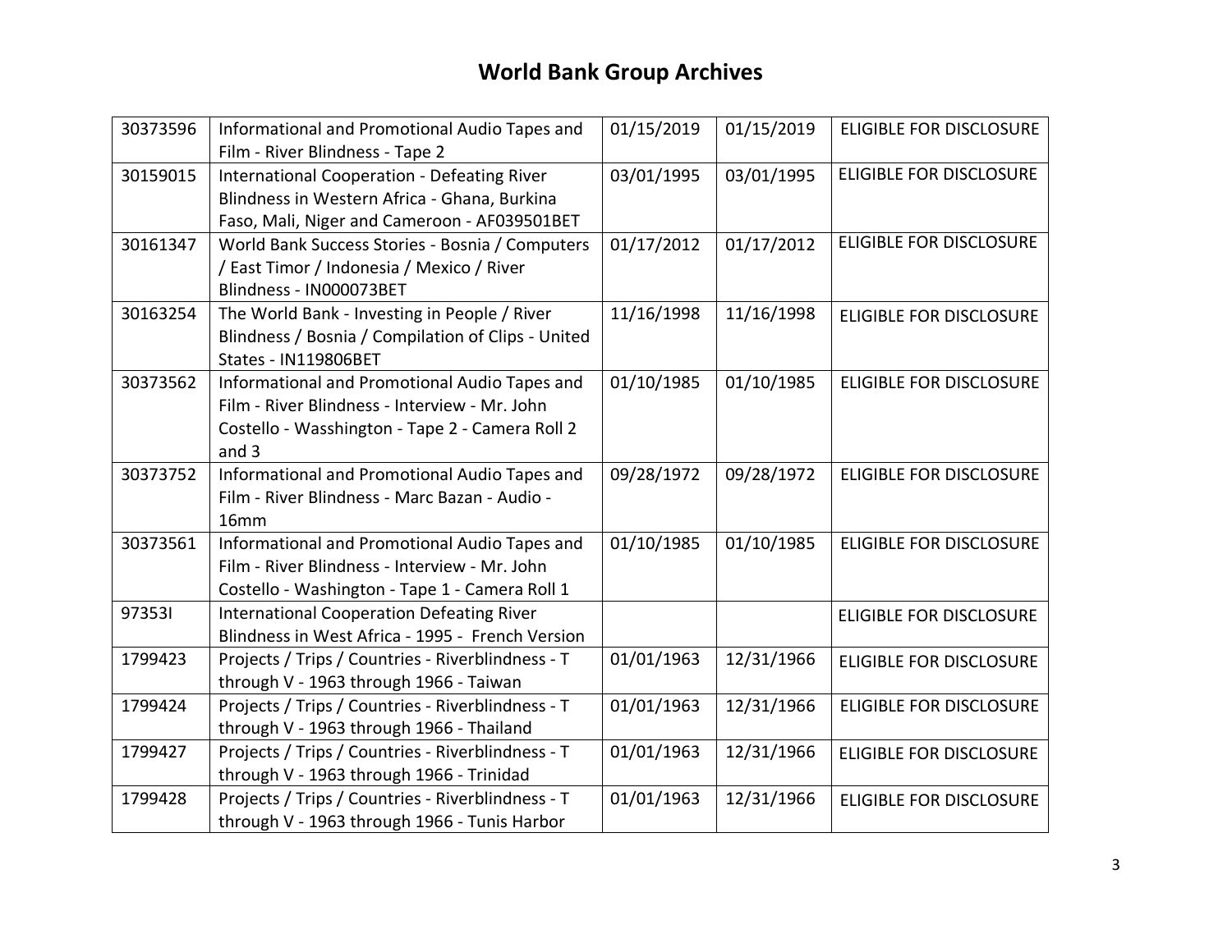# World Bank Group Archives

| | | | | |
|---|---|---|---|---|
| 30373596 | Informational and Promotional Audio Tapes and Film - River Blindness - Tape 2 | 01/15/2019 | 01/15/2019 | ELIGIBLE FOR DISCLOSURE |
| 30159015 | International Cooperation - Defeating River Blindness in Western Africa - Ghana, Burkina Faso, Mali, Niger and Cameroon - AF039501BET | 03/01/1995 | 03/01/1995 | ELIGIBLE FOR DISCLOSURE |
| 30161347 | World Bank Success Stories - Bosnia / Computers / East Timor / Indonesia / Mexico / River Blindness - IN000073BET | 01/17/2012 | 01/17/2012 | ELIGIBLE FOR DISCLOSURE |
| 30163254 | The World Bank - Investing in People / River Blindness / Bosnia / Compilation of Clips - United States - IN119806BET | 11/16/1998 | 11/16/1998 | ELIGIBLE FOR DISCLOSURE |
| 30373562 | Informational and Promotional Audio Tapes and Film - River Blindness - Interview - Mr. John Costello - Wasshington - Tape 2 - Camera Roll 2 and 3 | 01/10/1985 | 01/10/1985 | ELIGIBLE FOR DISCLOSURE |
| 30373752 | Informational and Promotional Audio Tapes and Film - River Blindness - Marc Bazan - Audio - 16mm | 09/28/1972 | 09/28/1972 | ELIGIBLE FOR DISCLOSURE |
| 30373561 | Informational and Promotional Audio Tapes and Film - River Blindness - Interview - Mr. John Costello - Washington - Tape 1 - Camera Roll 1 | 01/10/1985 | 01/10/1985 | ELIGIBLE FOR DISCLOSURE |
| 97353I | International Cooperation Defeating River Blindness in West Africa - 1995 - French Version | | | ELIGIBLE FOR DISCLOSURE |
| 1799423 | Projects / Trips / Countries - Riverblindness - T through V - 1963 through 1966 - Taiwan | 01/01/1963 | 12/31/1966 | ELIGIBLE FOR DISCLOSURE |
| 1799424 | Projects / Trips / Countries - Riverblindness - T through V - 1963 through 1966 - Thailand | 01/01/1963 | 12/31/1966 | ELIGIBLE FOR DISCLOSURE |
| 1799427 | Projects / Trips / Countries - Riverblindness - T through V - 1963 through 1966 - Trinidad | 01/01/1963 | 12/31/1966 | ELIGIBLE FOR DISCLOSURE |
| 1799428 | Projects / Trips / Countries - Riverblindness - T through V - 1963 through 1966 - Tunis Harbor | 01/01/1963 | 12/31/1966 | ELIGIBLE FOR DISCLOSURE |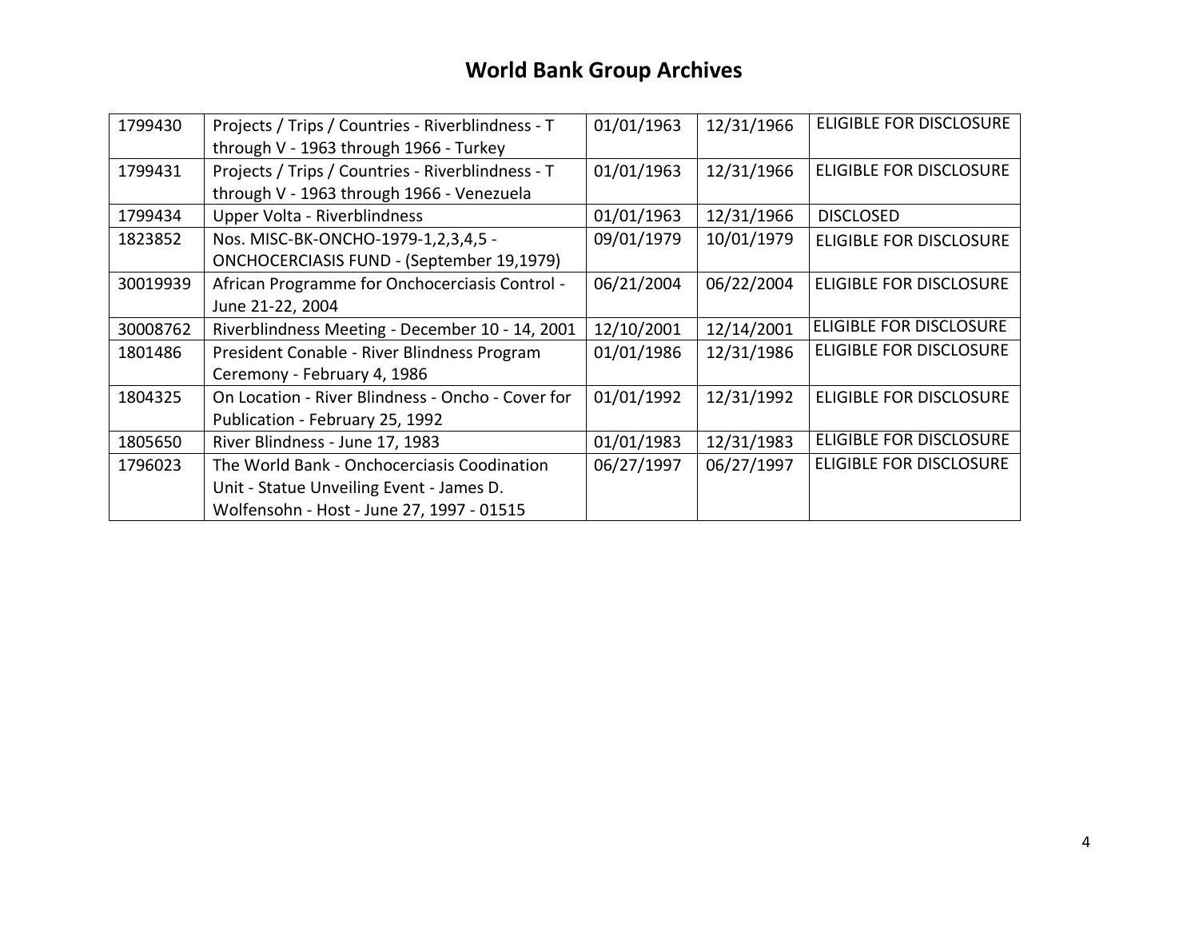# World Bank Group Archives

| | | | | |
|---|---|---|---|---|
| 1799430 | Projects / Trips / Countries - Riverblindness - T through V - 1963 through 1966 - Turkey | 01/01/1963 | 12/31/1966 | ELIGIBLE FOR DISCLOSURE |
| 1799431 | Projects / Trips / Countries - Riverblindness - T through V - 1963 through 1966 - Venezuela | 01/01/1963 | 12/31/1966 | ELIGIBLE FOR DISCLOSURE |
| 1799434 | Upper Volta - Riverblindness | 01/01/1963 | 12/31/1966 | DISCLOSED |
| 1823852 | Nos. MISC-BK-ONCHO-1979-1,2,3,4,5 - ONCHOCERCIASIS FUND - (September 19,1979) | 09/01/1979 | 10/01/1979 | ELIGIBLE FOR DISCLOSURE |
| 30019939 | African Programme for Onchocerciasis Control - June 21-22, 2004 | 06/21/2004 | 06/22/2004 | ELIGIBLE FOR DISCLOSURE |
| 30008762 | Riverblindness Meeting - December 10 - 14, 2001 | 12/10/2001 | 12/14/2001 | ELIGIBLE FOR DISCLOSURE |
| 1801486 | President Conable - River Blindness Program Ceremony - February 4, 1986 | 01/01/1986 | 12/31/1986 | ELIGIBLE FOR DISCLOSURE |
| 1804325 | On Location - River Blindness - Oncho - Cover for Publication - February 25, 1992 | 01/01/1992 | 12/31/1992 | ELIGIBLE FOR DISCLOSURE |
| 1805650 | River Blindness - June 17, 1983 | 01/01/1983 | 12/31/1983 | ELIGIBLE FOR DISCLOSURE |
| 1796023 | The World Bank - Onchocerciasis Coodination Unit - Statue Unveiling Event - James D. Wolfensohn - Host - June 27, 1997 - 01515 | 06/27/1997 | 06/27/1997 | ELIGIBLE FOR DISCLOSURE |